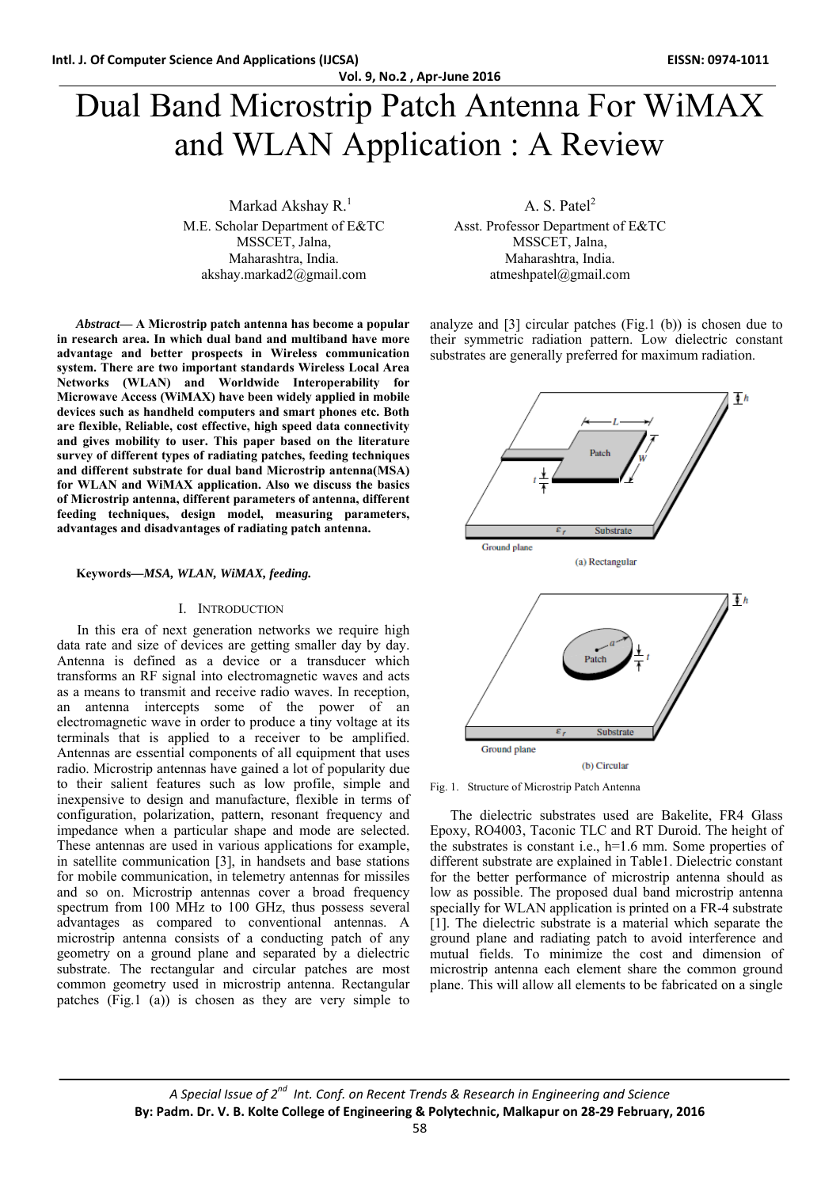# Dual Band Microstrip Patch Antenna For WiMAX and WLAN Application : A Review

Markad Akshay R.[1]
M.E. Scholar Department of E&TC
MSSCET, Jalna,
Maharashtra, India.
akshay.markad2@gmail.com

A. S. Patel[2]
Asst. Professor Department of E&TC
MSSCET, Jalna,
Maharashtra, India.
atmeshpatel@gmail.com

***Abstract*— A Microstrip patch antenna has become a popular in research area. In which dual band and multiband have more advantage and better prospects in Wireless communication system. There are two important standards Wireless Local Area Networks (WLAN) and Worldwide Interoperability for Microwave Access (WiMAX) have been widely applied in mobile devices such as handheld computers and smart phones etc. Both are flexible, Reliable, cost effective, high speed data connectivity and gives mobility to user. This paper based on the literature survey of different types of radiating patches, feeding techniques and different substrate for dual band Microstrip antenna(MSA) for WLAN and WiMAX application. Also we discuss the basics of Microstrip antenna, different parameters of antenna, different feeding techniques, design model, measuring parameters, advantages and disadvantages of radiating patch antenna.**

**Keywords—*MSA, WLAN, WiMAX, feeding.***

## I. Introduction

In this era of next generation networks we require high data rate and size of devices are getting smaller day by day. Antenna is defined as a device or a transducer which transforms an RF signal into electromagnetic waves and acts as a means to transmit and receive radio waves. In reception, an antenna intercepts some of the power of an electromagnetic wave in order to produce a tiny voltage at its terminals that is applied to a receiver to be amplified. Antennas are essential components of all equipment that uses radio. Microstrip antennas have gained a lot of popularity due to their salient features such as low profile, simple and inexpensive to design and manufacture, flexible in terms of configuration, polarization, pattern, resonant frequency and impedance when a particular shape and mode are selected. These antennas are used in various applications for example, in satellite communication [3], in handsets and base stations for mobile communication, in telemetry antennas for missiles and so on. Microstrip antennas cover a broad frequency spectrum from 100 MHz to 100 GHz, thus possess several advantages as compared to conventional antennas. A microstrip antenna consists of a conducting patch of any geometry on a ground plane and separated by a dielectric substrate. The rectangular and circular patches are most common geometry used in microstrip antenna. Rectangular patches (Fig.1 (a)) is chosen as they are very simple to analyze and [3] circular patches (Fig.1 (b)) is chosen due to their symmetric radiation pattern. Low dielectric constant substrates are generally preferred for maximum radiation.

(a) Rectangular

(b) Circular

Fig. 1. Structure of Microstrip Patch Antenna

The dielectric substrates used are Bakelite, FR4 Glass Epoxy, RO4003, Taconic TLC and RT Duroid. The height of the substrates is constant i.e., h=1.6 mm. Some properties of different substrate are explained in Table1. Dielectric constant for the better performance of microstrip antenna should as low as possible. The proposed dual band microstrip antenna specially for WLAN application is printed on a FR-4 substrate [1]. The dielectric substrate is a material which separate the ground plane and radiating patch to avoid interference and mutual fields. To minimize the cost and dimension of microstrip antenna each element share the common ground plane. This will allow all elements to be fabricated on a single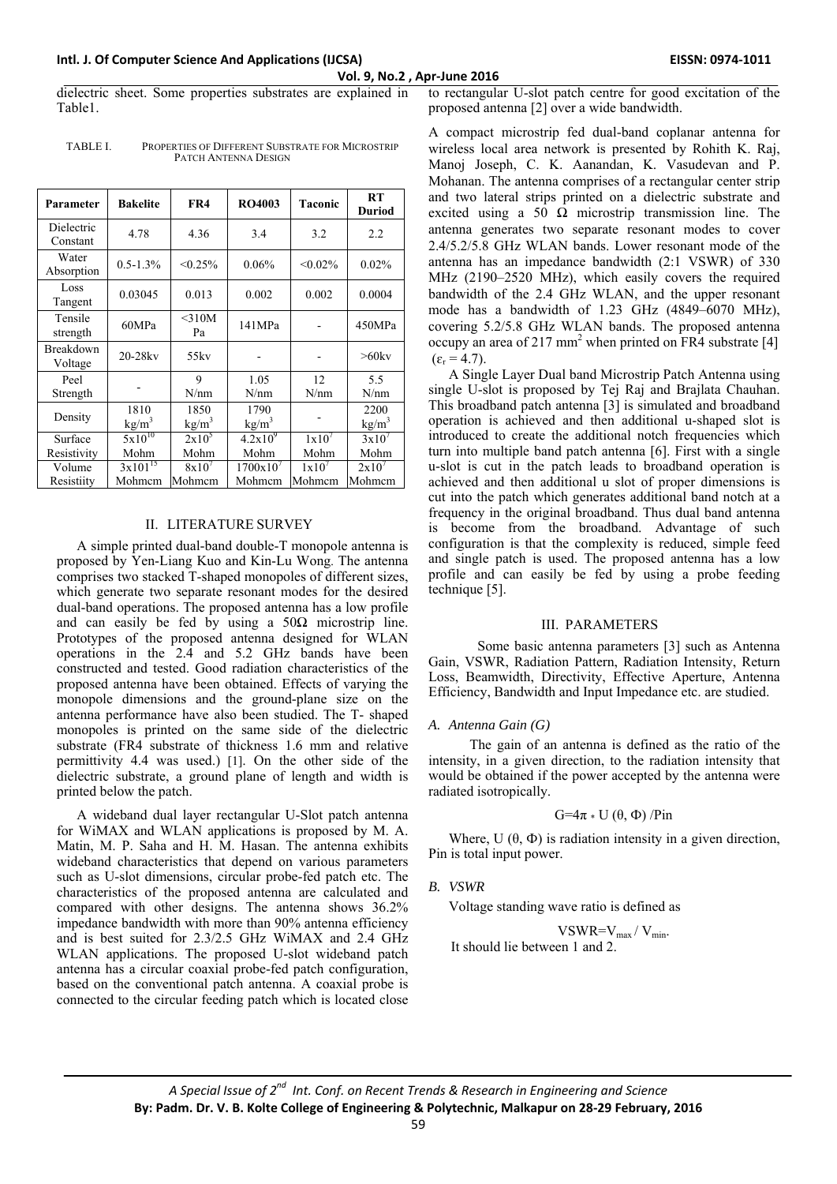dielectric sheet. Some properties substrates are explained in Table1.

TABLE I. PROPERTIES OF DIFFERENT SUBSTRATE FOR MICROSTRIP PATCH ANTENNA DESIGN

| Parameter | Bakelite | FR4 | RO4003 | Taconic | RT Duriod |
|---|---|---|---|---|---|
| Dielectric Constant | 4.78 | 4.36 | 3.4 | 3.2 | 2.2 |
| Water Absorption | 0.5-1.3% | <0.25% | 0.06% | <0.02% | 0.02% |
| Loss Tangent | 0.03045 | 0.013 | 0.002 | 0.002 | 0.0004 |
| Tensile strength | 60MPa | <310M Pa | 141MPa | - | 450MPa |
| Breakdown Voltage | 20-28kv | 55kv | - | - | >60kv |
| Peel Strength | - | 9 N/nm | 1.05 N/nm | 12 N/nm | 5.5 N/nm |
| Density | 1810 $kg/m^3$ | 1850 $kg/m^3$ | 1790 $kg/m^3$ | - | 2200 $kg/m^3$ |
| Surface Resistivity | $5x10^{10}$ Mohm | $2x10^5$ Mohm | $4.2x10^9$ Mohm | $1x10^7$ Mohm | $3x10^7$ Mohm |
| Volume Resistiity | $3x101^{15}$ Mohmcm | $8x10^7$ Mohmcm | $1700x10^7$ Mohmcm | $1x10^7$ Mohmcm | $2x10^7$ Mohmcm |

## II. LITERATURE SURVEY

A simple printed dual-band double-T monopole antenna is proposed by Yen-Liang Kuo and Kin-Lu Wong. The antenna comprises two stacked T-shaped monopoles of different sizes, which generate two separate resonant modes for the desired dual-band operations. The proposed antenna has a low profile and can easily be fed by using a 50Ω microstrip line. Prototypes of the proposed antenna designed for WLAN operations in the 2.4 and 5.2 GHz bands have been constructed and tested. Good radiation characteristics of the proposed antenna have been obtained. Effects of varying the monopole dimensions and the ground-plane size on the antenna performance have also been studied. The T- shaped monopoles is printed on the same side of the dielectric substrate (FR4 substrate of thickness 1.6 mm and relative permittivity 4.4 was used.) [1]. On the other side of the dielectric substrate, a ground plane of length and width is printed below the patch.

A wideband dual layer rectangular U-Slot patch antenna for WiMAX and WLAN applications is proposed by M. A. Matin, M. P. Saha and H. M. Hasan. The antenna exhibits wideband characteristics that depend on various parameters such as U-slot dimensions, circular probe-fed patch etc. The characteristics of the proposed antenna are calculated and compared with other designs. The antenna shows 36.2% impedance bandwidth with more than 90% antenna efficiency and is best suited for 2.3/2.5 GHz WiMAX and 2.4 GHz WLAN applications. The proposed U-slot wideband patch antenna has a circular coaxial probe-fed patch configuration, based on the conventional patch antenna. A coaxial probe is connected to the circular feeding patch which is located close to rectangular U-slot patch centre for good excitation of the proposed antenna [2] over a wide bandwidth.

A compact microstrip fed dual-band coplanar antenna for wireless local area network is presented by Rohith K. Raj, Manoj Joseph, C. K. Aanandan, K. Vasudevan and P. Mohanan. The antenna comprises of a rectangular center strip and two lateral strips printed on a dielectric substrate and excited using a 50 Ω microstrip transmission line. The antenna generates two separate resonant modes to cover 2.4/5.2/5.8 GHz WLAN bands. Lower resonant mode of the antenna has an impedance bandwidth (2:1 VSWR) of 330 MHz (2190–2520 MHz), which easily covers the required bandwidth of the 2.4 GHz WLAN, and the upper resonant mode has a bandwidth of 1.23 GHz (4849–6070 MHz), covering 5.2/5.8 GHz WLAN bands. The proposed antenna occupy an area of 217 $mm^2$ when printed on FR4 substrate [4] ($\varepsilon_r = 4.7$).

A Single Layer Dual band Microstrip Patch Antenna using single U-slot is proposed by Tej Raj and Brajlata Chauhan. This broadband patch antenna [3] is simulated and broadband operation is achieved and then additional u-shaped slot is introduced to create the additional notch frequencies which turn into multiple band patch antenna [6]. First with a single u-slot is cut in the patch leads to broadband operation is achieved and then additional u slot of proper dimensions is cut into the patch which generates additional band notch at a frequency in the original broadband. Thus dual band antenna is become from the broadband. Advantage of such configuration is that the complexity is reduced, simple feed and single patch is used. The proposed antenna has a low profile and can easily be fed by using a probe feeding technique [5].

## III. PARAMETERS

Some basic antenna parameters [3] such as Antenna Gain, VSWR, Radiation Pattern, Radiation Intensity, Return Loss, Beamwidth, Directivity, Effective Aperture, Antenna Efficiency, Bandwidth and Input Impedance etc. are studied.

### *A. Antenna Gain (G)*

The gain of an antenna is defined as the ratio of the intensity, in a given direction, to the radiation intensity that would be obtained if the power accepted by the antenna were radiated isotropically.

$$G=4\pi * U(\theta, \Phi) / Pin$$

Where, U (θ, Φ) is radiation intensity in a given direction, Pin is total input power.

### *B. VSWR*

Voltage standing wave ratio is defined as

$$VSWR=V_{max} / V_{min}.$$

It should lie between 1 and 2.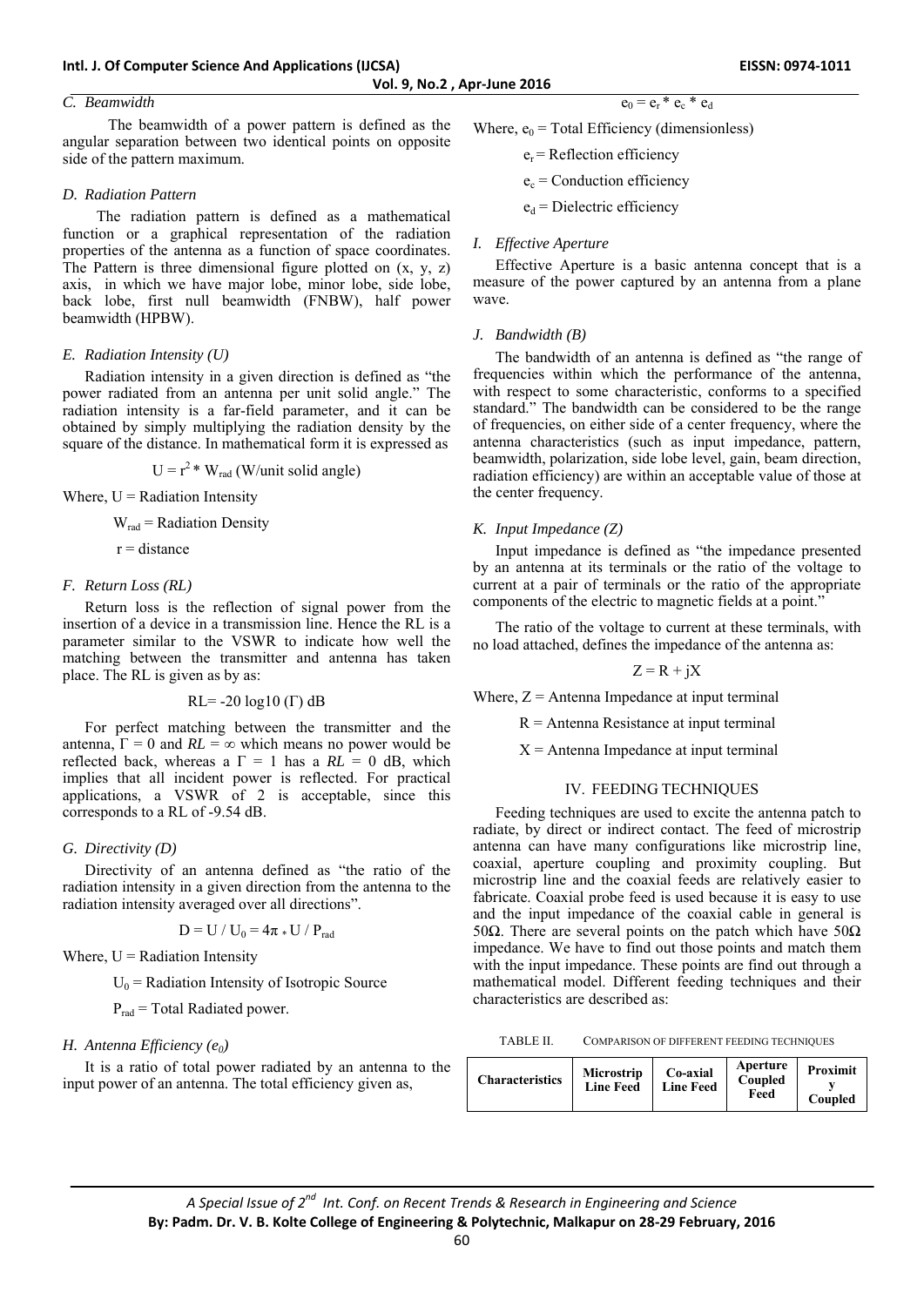### C. Beamwidth

The beamwidth of a power pattern is defined as the angular separation between two identical points on opposite side of the pattern maximum.

### D. Radiation Pattern

The radiation pattern is defined as a mathematical function or a graphical representation of the radiation properties of the antenna as a function of space coordinates. The Pattern is three dimensional figure plotted on (x, y, z) axis, in which we have major lobe, minor lobe, side lobe, back lobe, first null beamwidth (FNBW), half power beamwidth (HPBW).

### E. Radiation Intensity (U)

Radiation intensity in a given direction is defined as "the power radiated from an antenna per unit solid angle." The radiation intensity is a far-field parameter, and it can be obtained by simply multiplying the radiation density by the square of the distance. In mathematical form it is expressed as

$$U = r^2 * W_{rad} \text{ (W/unit solid angle)}$$

Where, U = Radiation Intensity

$W_{rad}$ = Radiation Density

r = distance

### F. Return Loss (RL)

Return loss is the reflection of signal power from the insertion of a device in a transmission line. Hence the RL is a parameter similar to the VSWR to indicate how well the matching between the transmitter and antenna has taken place. The RL is given as by as:

$$RL = -20 \log 10 (\Gamma) \text{ dB}$$

For perfect matching between the transmitter and the antenna, $\Gamma = 0$ and $RL = \infty$ which means no power would be reflected back, whereas a $\Gamma = 1$ has a $RL = 0$ dB, which implies that all incident power is reflected. For practical applications, a VSWR of 2 is acceptable, since this corresponds to a RL of -9.54 dB.

### G. Directivity (D)

Directivity of an antenna defined as "the ratio of the radiation intensity in a given direction from the antenna to the radiation intensity averaged over all directions".

$$D = U / U_0 = 4\pi * U / P_{rad}$$

Where, U = Radiation Intensity

$U_0$ = Radiation Intensity of Isotropic Source

$P_{rad}$ = Total Radiated power.

### H. Antenna Efficiency ($e_0$)

It is a ratio of total power radiated by an antenna to the input power of an antenna. The total efficiency given as,

$$e_0 = e_r * e_c * e_d$$

Where, $e_0$ = Total Efficiency (dimensionless)

$e_r$ = Reflection efficiency

$e_c$ = Conduction efficiency

$e_d$ = Dielectric efficiency

### I. Effective Aperture

Effective Aperture is a basic antenna concept that is a measure of the power captured by an antenna from a plane wave.

### J. Bandwidth (B)

The bandwidth of an antenna is defined as "the range of frequencies within which the performance of the antenna, with respect to some characteristic, conforms to a specified standard." The bandwidth can be considered to be the range of frequencies, on either side of a center frequency, where the antenna characteristics (such as input impedance, pattern, beamwidth, polarization, side lobe level, gain, beam direction, radiation efficiency) are within an acceptable value of those at the center frequency.

### K. Input Impedance (Z)

Input impedance is defined as "the impedance presented by an antenna at its terminals or the ratio of the voltage to current at a pair of terminals or the ratio of the appropriate components of the electric to magnetic fields at a point."

The ratio of the voltage to current at these terminals, with no load attached, defines the impedance of the antenna as:

$$Z = R + jX$$

Where, Z = Antenna Impedance at input terminal

R = Antenna Resistance at input terminal

X = Antenna Impedance at input terminal

## IV. FEEDING TECHNIQUES

Feeding techniques are used to excite the antenna patch to radiate, by direct or indirect contact. The feed of microstrip antenna can have many configurations like microstrip line, coaxial, aperture coupling and proximity coupling. But microstrip line and the coaxial feeds are relatively easier to fabricate. Coaxial probe feed is used because it is easy to use and the input impedance of the coaxial cable in general is 50Ω. There are several points on the patch which have 50Ω impedance. We have to find out those points and match them with the input impedance. These points are find out through a mathematical model. Different feeding techniques and their characteristics are described as:

TABLE II. COMPARISON OF DIFFERENT FEEDING TECHNIQUES

| Characteristics | Microstrip Line Feed | Co-axial Line Feed | Aperture Coupled Feed | Proximity Coupled |
|---|---|---|---|---|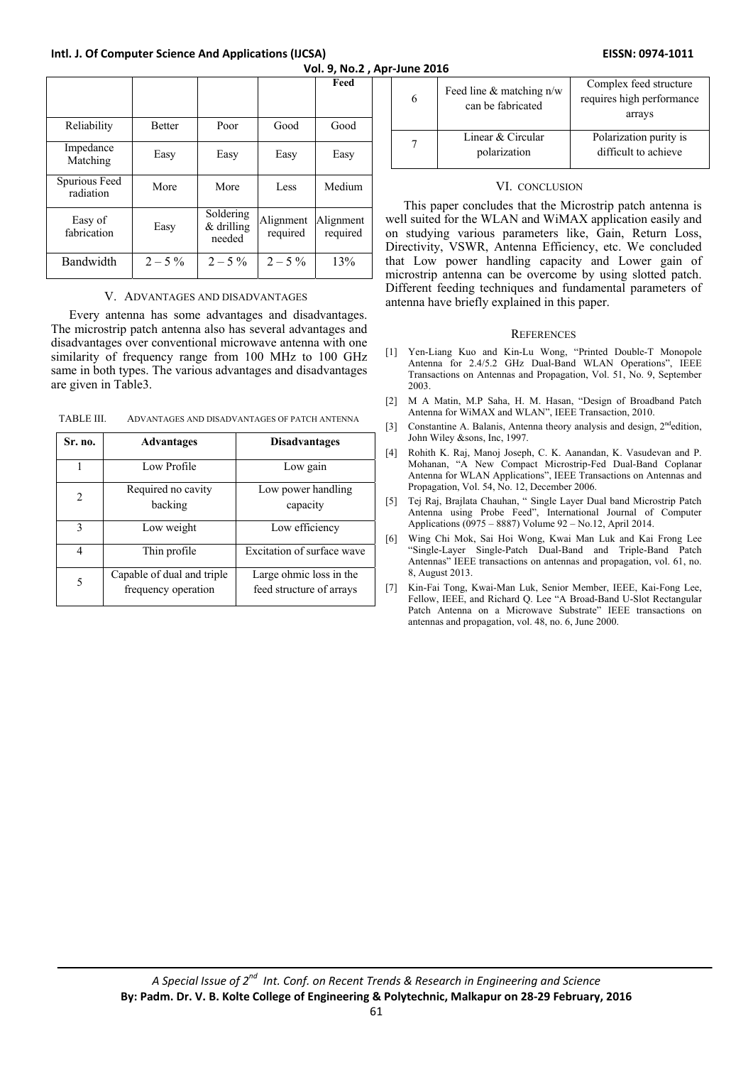| | | | | Feed |
|---|---|---|---|---|
| Reliability | Better | Poor | Good | Good |
| Impedance Matching | Easy | Easy | Easy | Easy |
| Spurious Feed radiation | More | More | Less | Medium |
| Easy of fabrication | Easy | Soldering & drilling needed | Alignment required | Alignment required |
| Bandwidth | 2 – 5 % | 2 – 5 % | 2 – 5 % | 13% |

## V. ADVANTAGES AND DISADVANTAGES

Every antenna has some advantages and disadvantages. The microstrip patch antenna also has several advantages and disadvantages over conventional microwave antenna with one similarity of frequency range from 100 MHz to 100 GHz same in both types. The various advantages and disadvantages are given in Table3.

TABLE III. ADVANTAGES AND DISADVANTAGES OF PATCH ANTENNA

| Sr. no. | Advantages | Disadvantages |
|---|---|---|
| 1 | Low Profile | Low gain |
| 2 | Required no cavity backing | Low power handling capacity |
| 3 | Low weight | Low efficiency |
| 4 | Thin profile | Excitation of surface wave |
| 5 | Capable of dual and triple frequency operation | Large ohmic loss in the feed structure of arrays |
| 6 | Feed line & matching n/w can be fabricated | Complex feed structure requires high performance arrays |
| 7 | Linear & Circular polarization | Polarization purity is difficult to achieve |

## VI. CONCLUSION

This paper concludes that the Microstrip patch antenna is well suited for the WLAN and WiMAX application easily and on studying various parameters like, Gain, Return Loss, Directivity, VSWR, Antenna Efficiency, etc. We concluded that Low power handling capacity and Lower gain of microstrip antenna can be overcome by using slotted patch. Different feeding techniques and fundamental parameters of antenna have briefly explained in this paper.

## REFERENCES

[1] Yen-Liang Kuo and Kin-Lu Wong, "Printed Double-T Monopole Antenna for 2.4/5.2 GHz Dual-Band WLAN Operations", IEEE Transactions on Antennas and Propagation, Vol. 51, No. 9, September 2003.

[2] M A Matin, M.P Saha, H. M. Hasan, "Design of Broadband Patch Antenna for WiMAX and WLAN", IEEE Transaction, 2010.

[3] Constantine A. Balanis, Antenna theory analysis and design, 2nd edition, John Wiley &sons, Inc, 1997.

[4] Rohith K. Raj, Manoj Joseph, C. K. Aanandan, K. Vasudevan and P. Mohanan, "A New Compact Microstrip-Fed Dual-Band Coplanar Antenna for WLAN Applications", IEEE Transactions on Antennas and Propagation, Vol. 54, No. 12, December 2006.

[5] Tej Raj, Brajlata Chauhan, " Single Layer Dual band Microstrip Patch Antenna using Probe Feed", International Journal of Computer Applications (0975 – 8887) Volume 92 – No.12, April 2014.

[6] Wing Chi Mok, Sai Hoi Wong, Kwai Man Luk and Kai Frong Lee "Single-Layer Single-Patch Dual-Band and Triple-Band Patch Antennas" IEEE transactions on antennas and propagation, vol. 61, no. 8, August 2013.

[7] Kin-Fai Tong, Kwai-Man Luk, Senior Member, IEEE, Kai-Fong Lee, Fellow, IEEE, and Richard Q. Lee "A Broad-Band U-Slot Rectangular Patch Antenna on a Microwave Substrate" IEEE transactions on antennas and propagation, vol. 48, no. 6, June 2000.